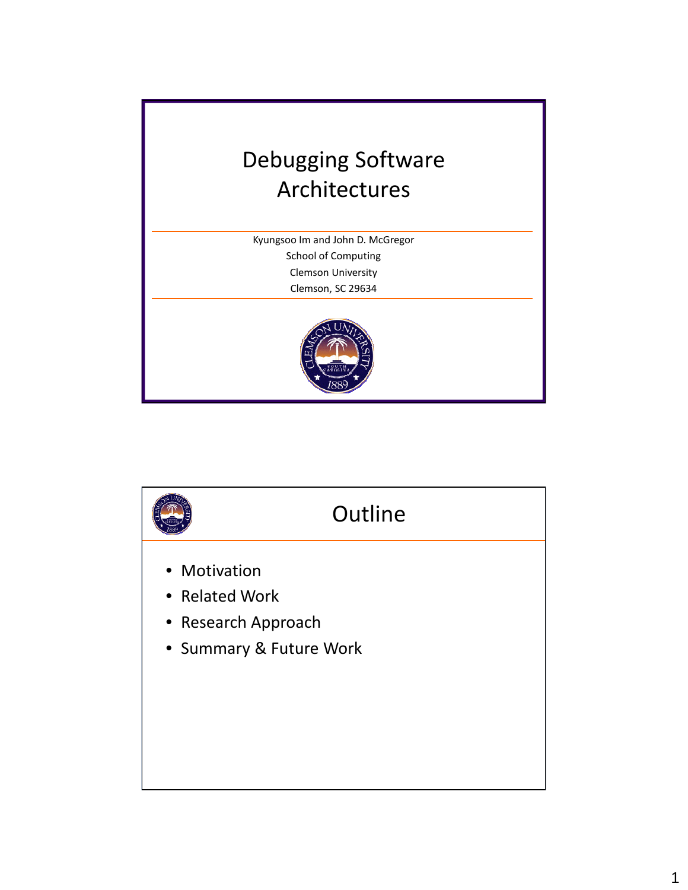# Debugging Software Architectures

Kyungsoo Im and John D. McGregor
School of Computing
Clemson University
Clemson, SC 29634

## Outline

- Motivation
- Related Work
- Research Approach
- Summary & Future Work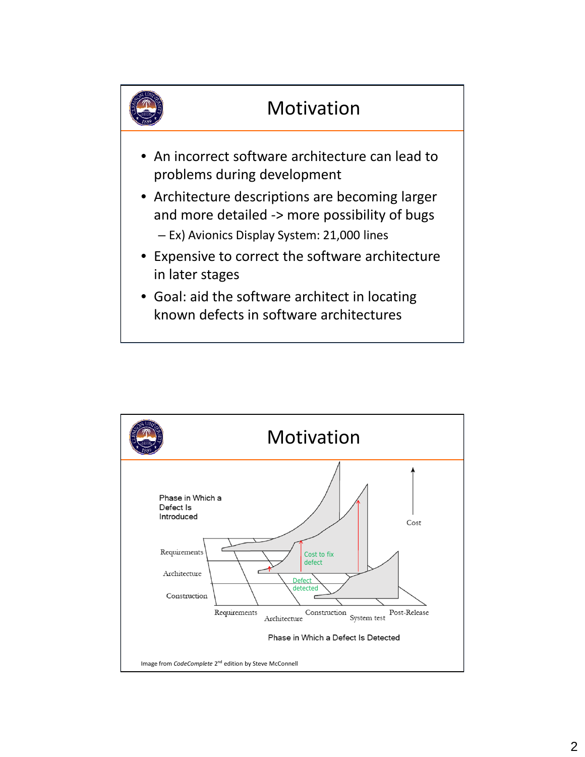# Motivation

- An incorrect software architecture can lead to problems during development
- Architecture descriptions are becoming larger and more detailed -> more possibility of bugs
  - Ex) Avionics Display System: 21,000 lines
- Expensive to correct the software architecture in later stages
- Goal: aid the software architect in locating known defects in software architectures

# Motivation

Phase in Which a Defect Is Introduced

Requirements

Architecture

Construction

Cost

Cost to fix defect

Defect detected

Requirements Architecture Construction System test Post-Release

Phase in Which a Defect Is Detected

Image from *CodeComplete* 2nd edition by Steve McConnell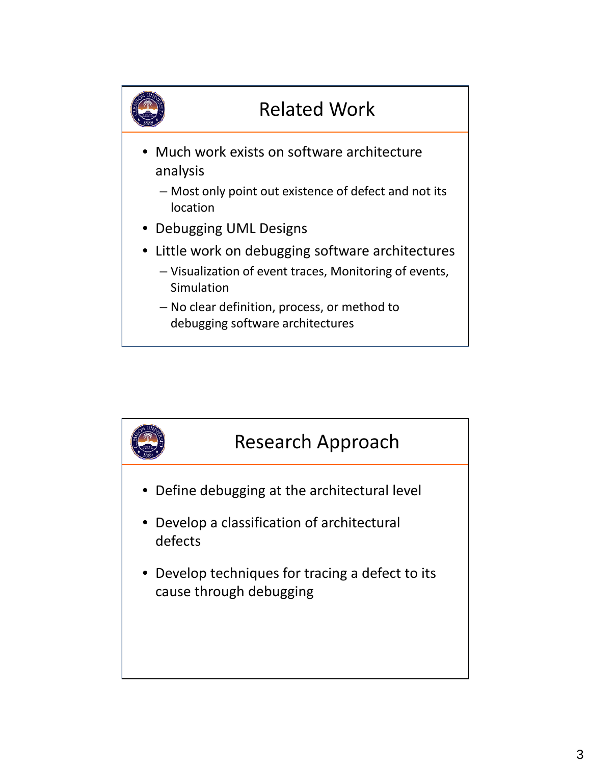## Related Work

- Much work exists on software architecture analysis
  - Most only point out existence of defect and not its location
- Debugging UML Designs
- Little work on debugging software architectures
  - Visualization of event traces, Monitoring of events, Simulation
  - No clear definition, process, or method to debugging software architectures

## Research Approach

- Define debugging at the architectural level
- Develop a classification of architectural defects
- Develop techniques for tracing a defect to its cause through debugging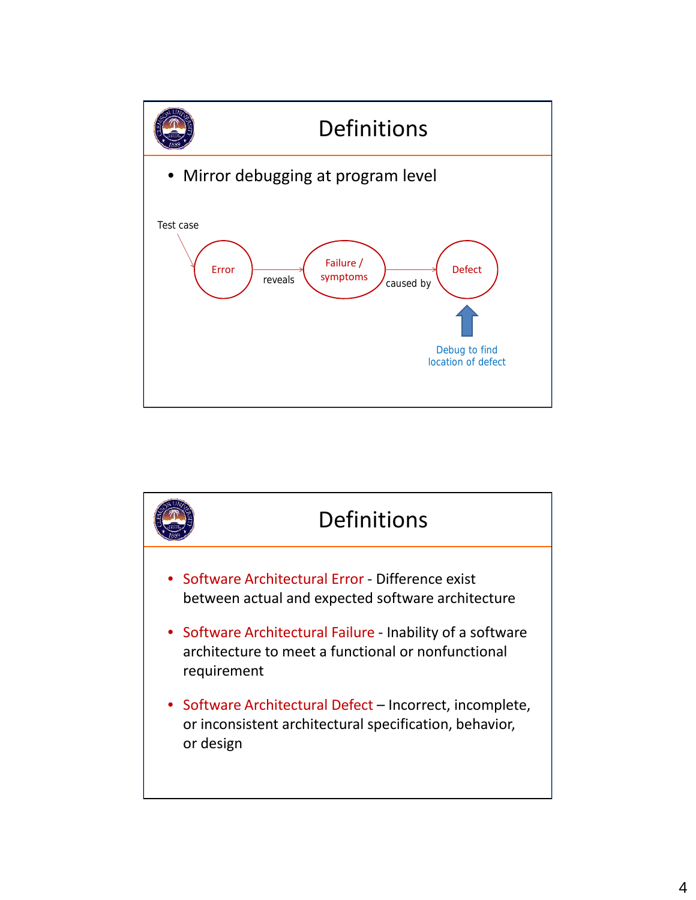## Definitions

- Mirror debugging at program level

Test case → Error —reveals→ Failure / symptoms —caused by→ Defect

Debug to find location of defect

## Definitions

- Software Architectural Error - Difference exist between actual and expected software architecture
- Software Architectural Failure - Inability of a software architecture to meet a functional or nonfunctional requirement
- Software Architectural Defect – Incorrect, incomplete, or inconsistent architectural specification, behavior, or design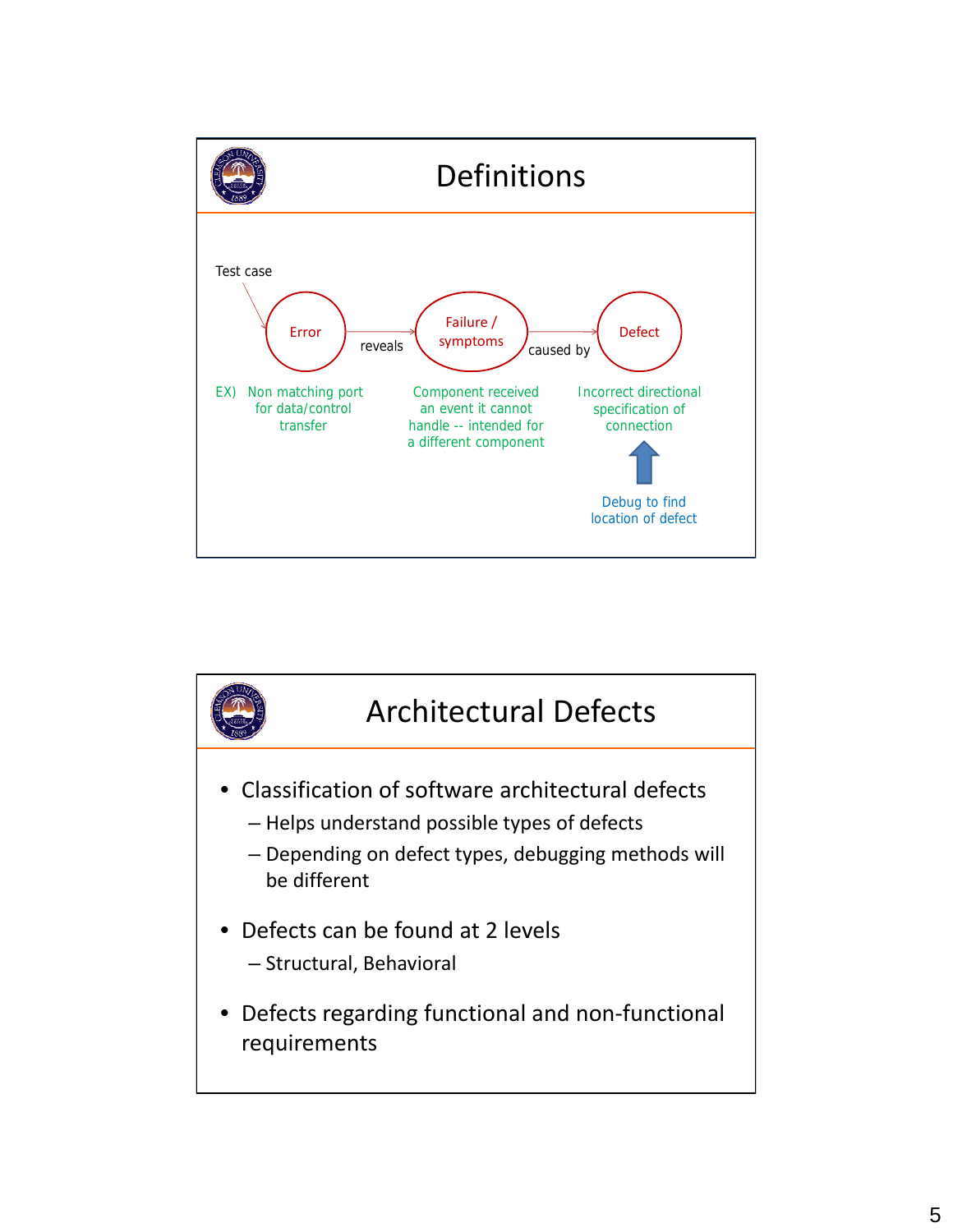# Definitions

Test case

Error —reveals→ Failure / symptoms —caused by→ Defect

EX) Non matching port for data/control transfer

Component received an event it cannot handle -- intended for a different component

Incorrect directional specification of connection

Debug to find location of defect

# Architectural Defects

- Classification of software architectural defects
  - Helps understand possible types of defects
  - Depending on defect types, debugging methods will be different
- Defects can be found at 2 levels
  - Structural, Behavioral
- Defects regarding functional and non-functional requirements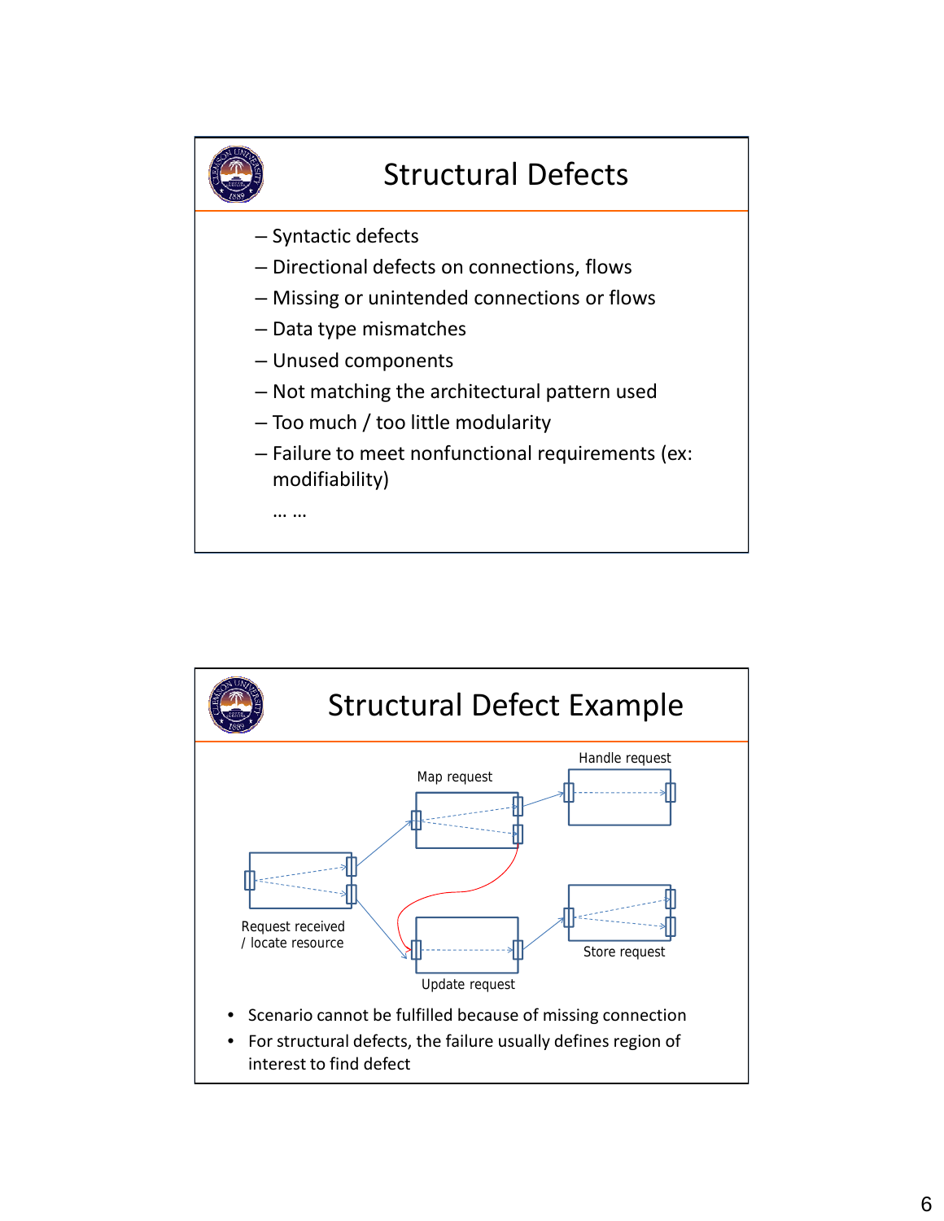# Structural Defects

- Syntactic defects
- Directional defects on connections, flows
- Missing or unintended connections or flows
- Data type mismatches
- Unused components
- Not matching the architectural pattern used
- Too much / too little modularity
- Failure to meet nonfunctional requirements (ex: modifiability)

  … …

# Structural Defect Example

Map request

Handle request

Request received / locate resource

Update request

Store request

- Scenario cannot be fulfilled because of missing connection
- For structural defects, the failure usually defines region of interest to find defect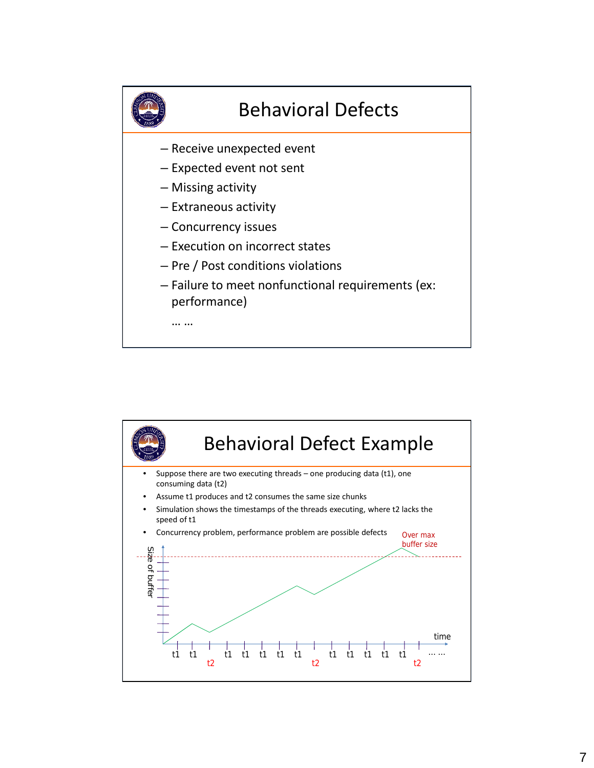# Behavioral Defects

- Receive unexpected event
- Expected event not sent
- Missing activity
- Extraneous activity
- Concurrency issues
- Execution on incorrect states
- Pre / Post conditions violations
- Failure to meet nonfunctional requirements (ex: performance)

… …

# Behavioral Defect Example

- Suppose there are two executing threads – one producing data (t1), one consuming data (t2)
- Assume t1 produces and t2 consumes the same size chunks
- Simulation shows the timestamps of the threads executing, where t2 lacks the speed of t1
- Concurrency problem, performance problem are possible defects

Over max buffer size

Size of buffer

time

t1 t1 t2 t1 t1 t1 t1 t1 t2 t1 t1 t1 t1 t1 t2 … …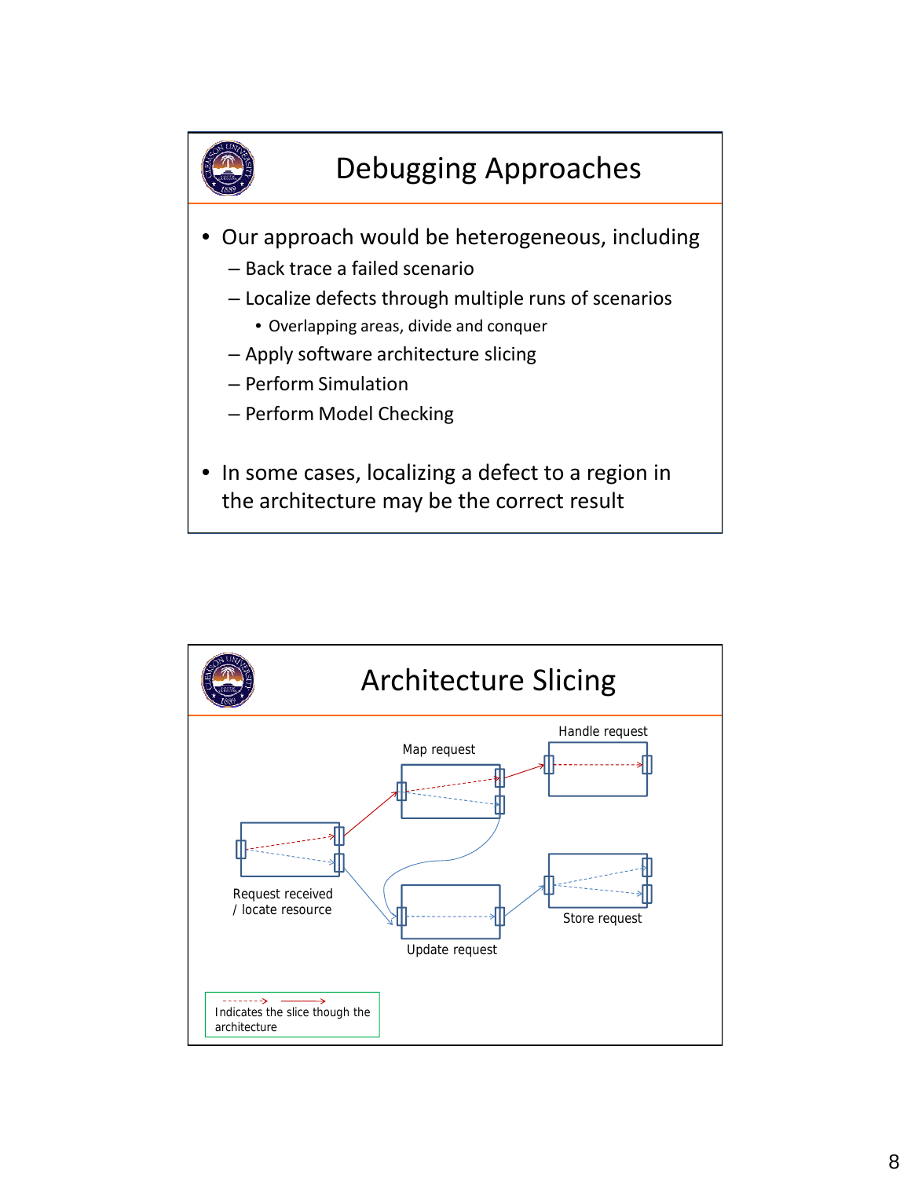# Debugging Approaches

- Our approach would be heterogeneous, including
  - Back trace a failed scenario
  - Localize defects through multiple runs of scenarios
    - Overlapping areas, divide and conquer
  - Apply software architecture slicing
  - Perform Simulation
  - Perform Model Checking
- In some cases, localizing a defect to a region in the architecture may be the correct result

# Architecture Slicing

Handle request

Map request

Request received / locate resource

Store request

Update request

Indicates the slice though the architecture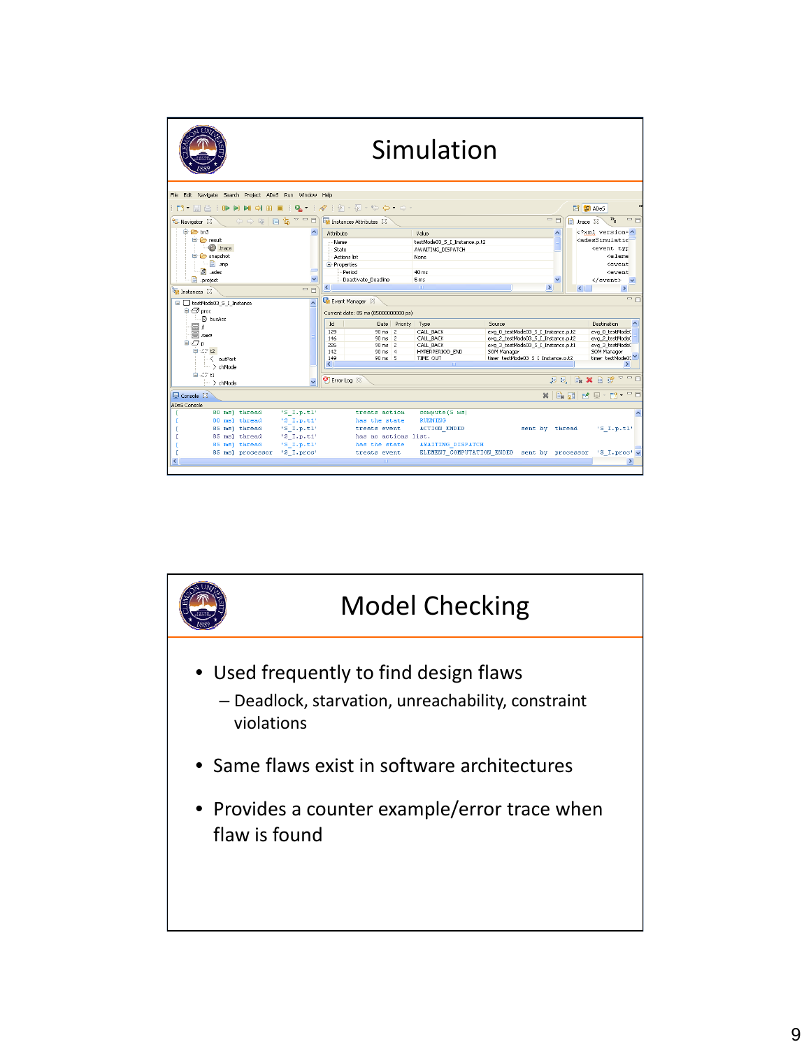# Simulation

# Model Checking

- Used frequently to find design flaws
  - Deadlock, starvation, unreachability, constraint violations
- Same flaws exist in software architectures
- Provides a counter example/error trace when flaw is found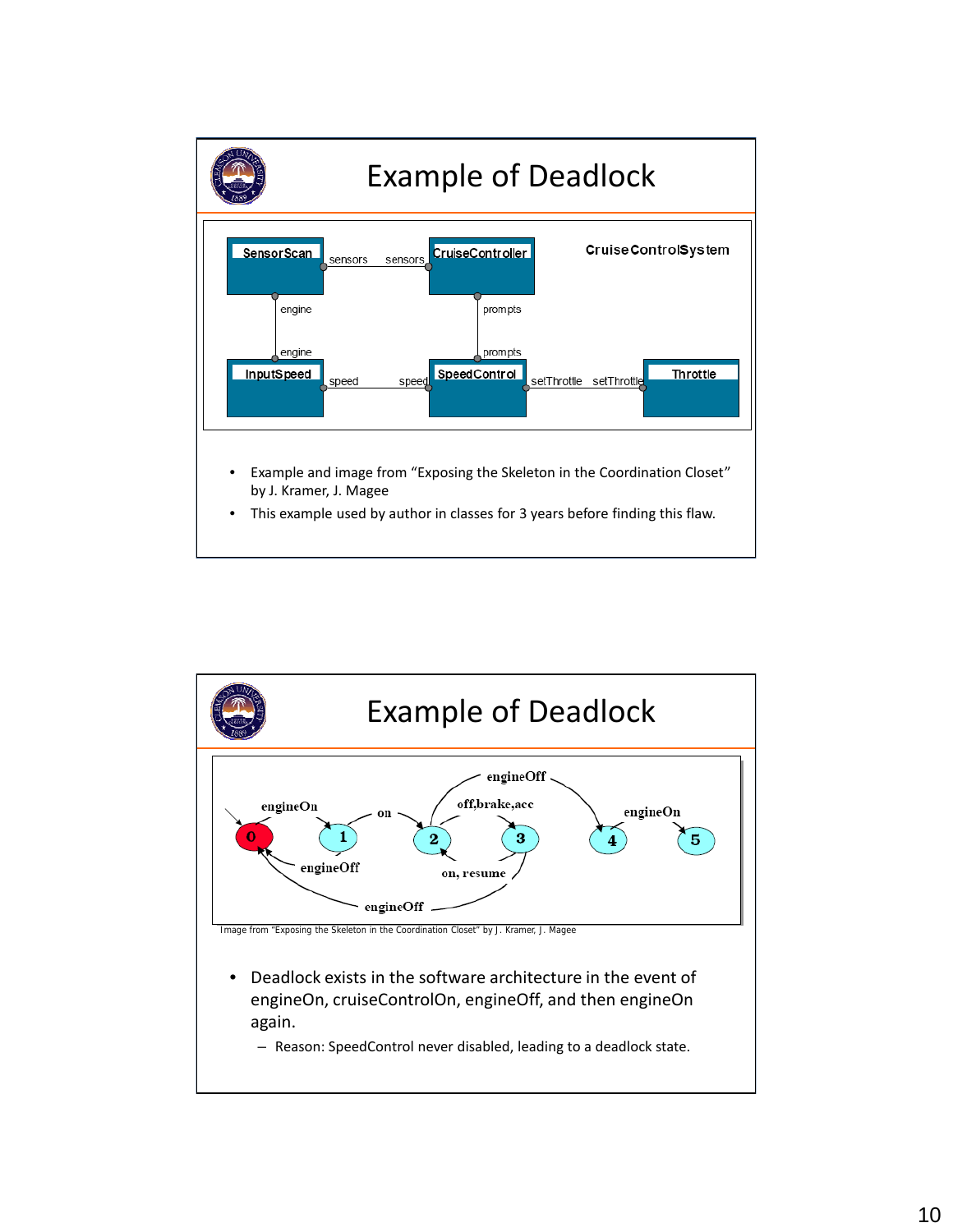## Example of Deadlock

SensorScan — sensors — sensors — CruiseController

CruiseControlSystem

engine / engine — prompts / prompts

InputSpeed — speed — speed — SpeedControl — setThrottle — setThrottle — Throttle

- Example and image from "Exposing the Skeleton in the Coordination Closet" by J. Kramer, J. Magee
- This example used by author in classes for 3 years before finding this flaw.

## Example of Deadlock

Image from "Exposing the Skeleton in the Coordination Closet" by J. Kramer, J. Magee

- Deadlock exists in the software architecture in the event of engineOn, cruiseControlOn, engineOff, and then engineOn again.
  - Reason: SpeedControl never disabled, leading to a deadlock state.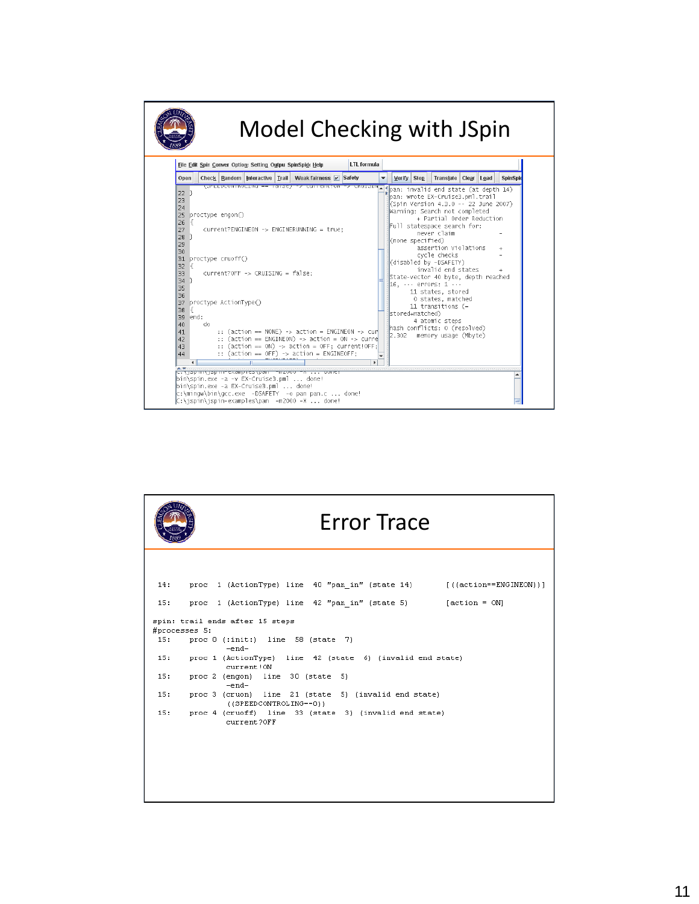# Model Checking with JSpin

```
22 }
23
24
25 proctype engon()
26 {
27     current?ENGINEON -> ENGINERUNNING = true;
28 }
29
30
31 proctype cruoff()
32 {
33     current?OFF -> CRUISING = false;
34 }
35
36
37 proctype ActionType()
38 {
39 end:
40     do
41       :: (action == NONE) -> action = ENGINEON -> cur
42       :: (action == ENGINEON) -> action = ON -> curre
43       :: (action == ON) -> action = OFF; current!OFF;
44       :: (action == OFF) -> action = ENGINEOFF;
```

```
pan: invalid end state (at depth 14)
pan: wrote EX-Cruise3.pml.trail
(Spin Version 4.3.0 -- 22 June 2007)
Warning: Search not completed
        + Partial Order Reduction
Full statespace search for:
        never claim             -
(none specified)
        assertion violations    +
        cycle checks            -
(disabled by -DSAFETY)
        invalid end states      +
State-vector 40 byte, depth reached
16, ••• errors: 1 •••
       11 states, stored
        0 states, matched
       11 transitions (=
stored+matched)
        4 atomic steps
hash conflicts: 0 (resolved)
2.302   memory usage (Mbyte)
```

```
bin\spin.exe -a -v EX-Cruise3.pml ... done!
bin\spin.exe -a EX-Cruise3.pml ... done!
c:\mingw\bin\gcc.exe  -DSAFETY  -o pan pan.c ... done!
C:\jspin\jspin-examples\pan  -m2000 -X ... done!
```

# Error Trace

```
 14:    proc  1 (ActionType) line  40 "pan_in" (state 14)       [((action==ENGINEON))]

 15:    proc  1 (ActionType) line  42 "pan_in" (state 5)        [action = ON]

spin: trail ends after 15 steps
#processes 5:
 15:    proc 0 (:init:)  line  58 (state  7)
                -end-
 15:    proc 1 (ActionType)  line  42 (state  6) (invalid end state)
                current!ON
 15:    proc 2 (engon)  line  30 (state  5)
                -end-
 15:    proc 3 (cruon)  line  21 (state  5) (invalid end state)
                ((SPEEDCONTROLING==0))
 15:    proc 4 (cruoff)  line  33 (state  3) (invalid end state)
                current?OFF
```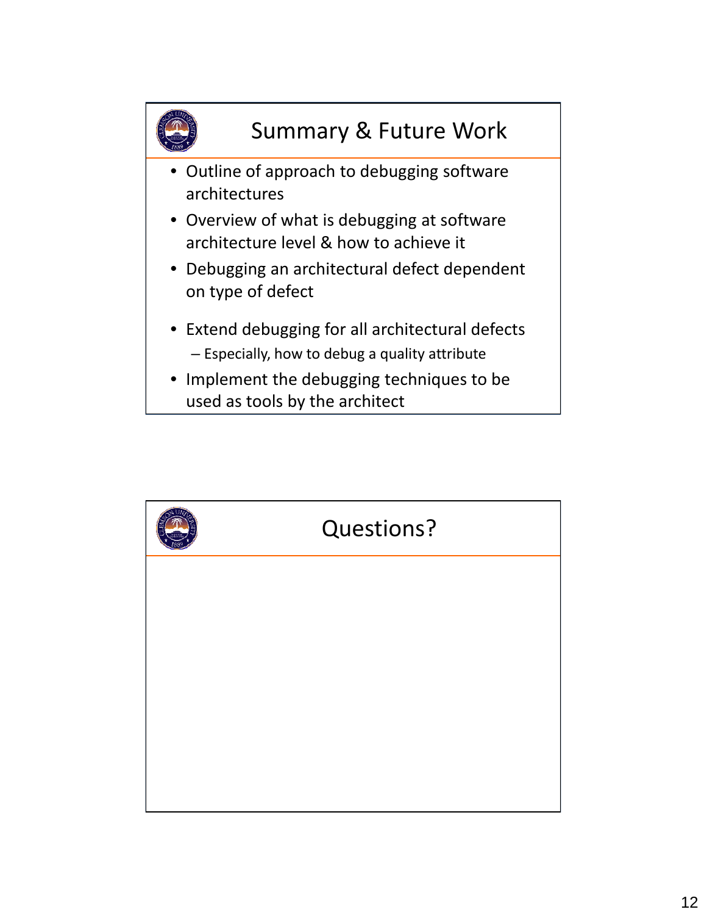## Summary & Future Work

- Outline of approach to debugging software architectures
- Overview of what is debugging at software architecture level & how to achieve it
- Debugging an architectural defect dependent on type of defect

- Extend debugging for all architectural defects
  - Especially, how to debug a quality attribute
- Implement the debugging techniques to be used as tools by the architect

## Questions?